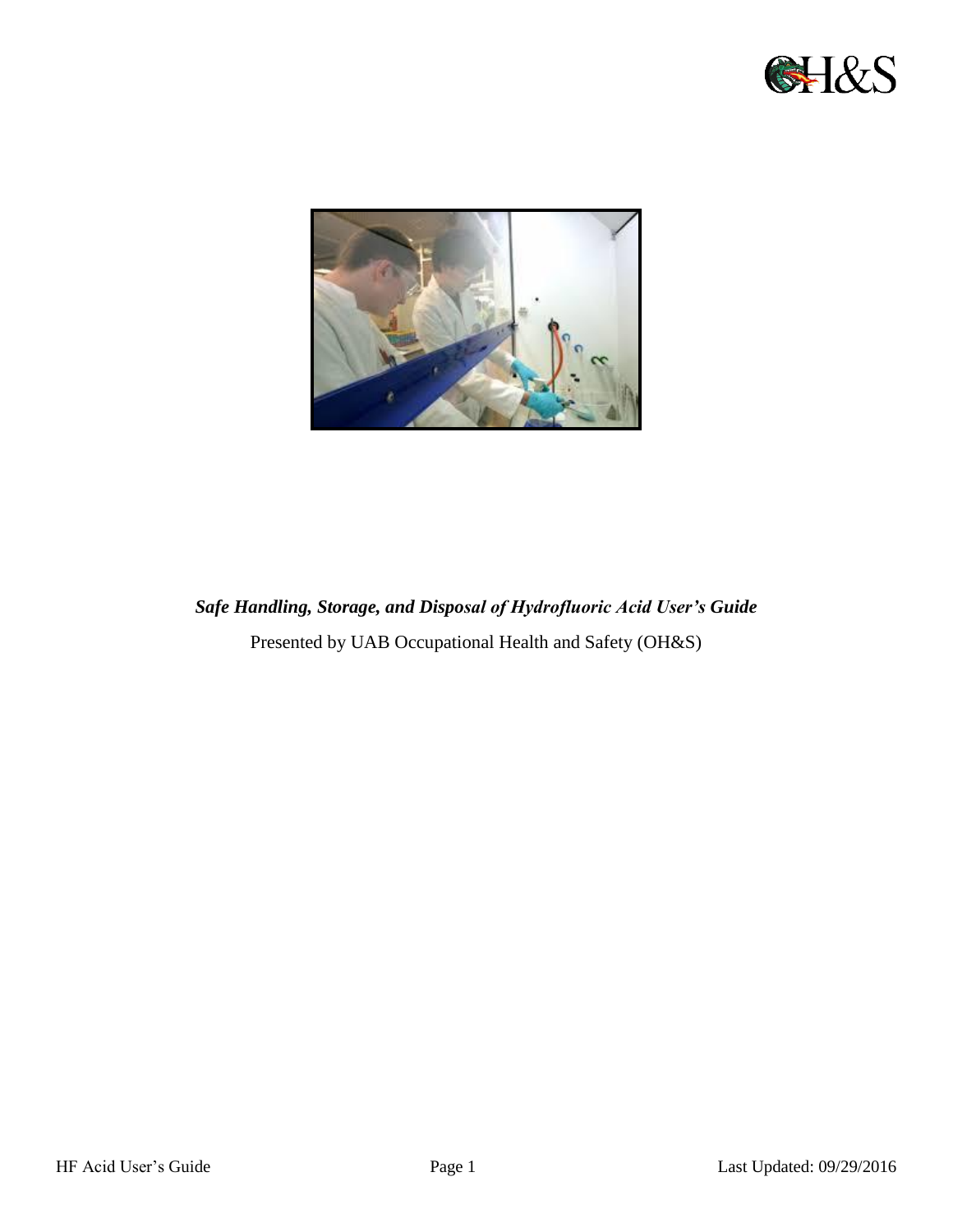***Safe Handling, Storage, and Disposal of Hydrofluoric Acid User's Guide***

Presented by UAB Occupational Health and Safety (OH&S)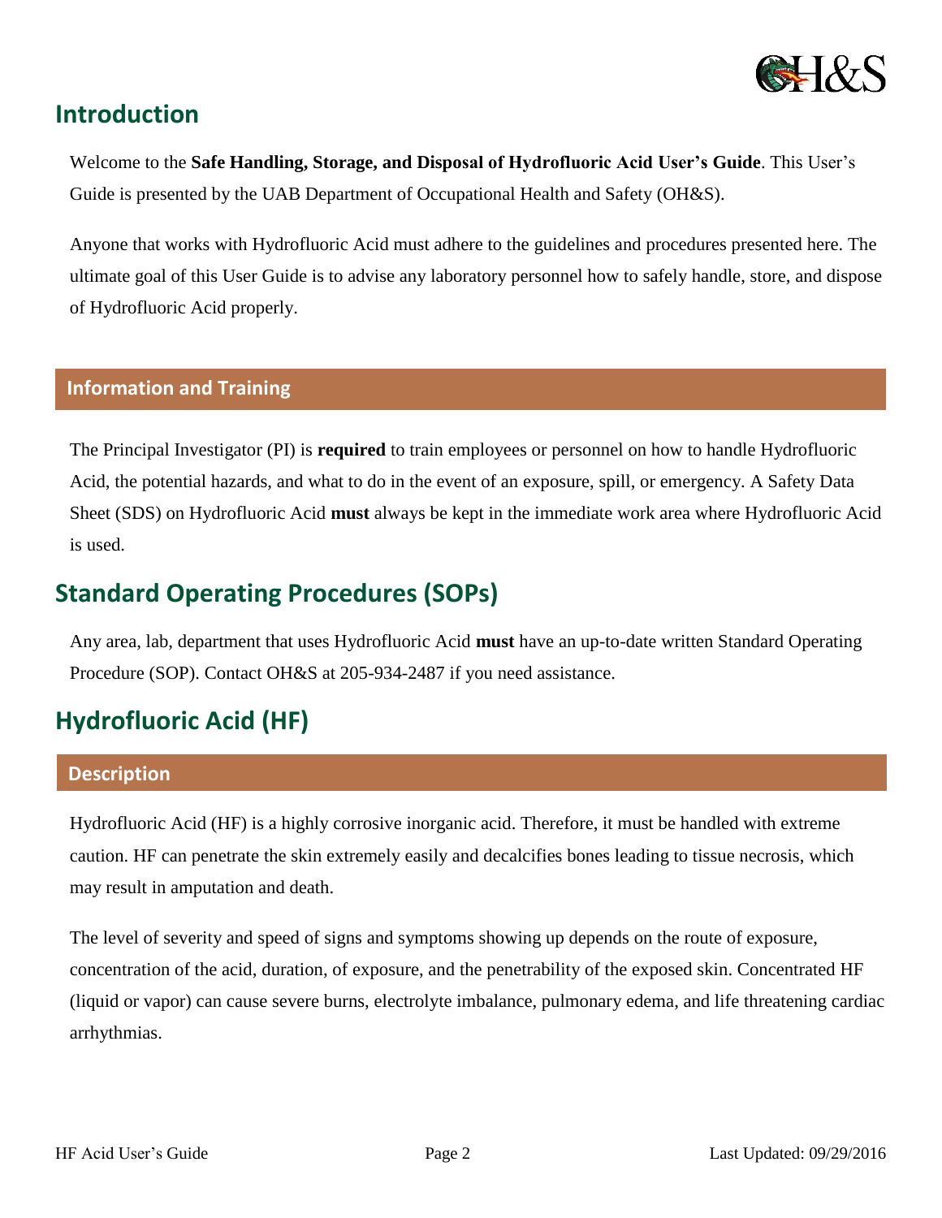## Introduction

Welcome to the **Safe Handling, Storage, and Disposal of Hydrofluoric Acid User's Guide**. This User's Guide is presented by the UAB Department of Occupational Health and Safety (OH&S).

Anyone that works with Hydrofluoric Acid must adhere to the guidelines and procedures presented here. The ultimate goal of this User Guide is to advise any laboratory personnel how to safely handle, store, and dispose of Hydrofluoric Acid properly.

### Information and Training

The Principal Investigator (PI) is **required** to train employees or personnel on how to handle Hydrofluoric Acid, the potential hazards, and what to do in the event of an exposure, spill, or emergency. A Safety Data Sheet (SDS) on Hydrofluoric Acid **must** always be kept in the immediate work area where Hydrofluoric Acid is used.

## Standard Operating Procedures (SOPs)

Any area, lab, department that uses Hydrofluoric Acid **must** have an up-to-date written Standard Operating Procedure (SOP). Contact OH&S at 205-934-2487 if you need assistance.

## Hydrofluoric Acid (HF)

### Description

Hydrofluoric Acid (HF) is a highly corrosive inorganic acid. Therefore, it must be handled with extreme caution. HF can penetrate the skin extremely easily and decalcifies bones leading to tissue necrosis, which may result in amputation and death.

The level of severity and speed of signs and symptoms showing up depends on the route of exposure, concentration of the acid, duration, of exposure, and the penetrability of the exposed skin. Concentrated HF (liquid or vapor) can cause severe burns, electrolyte imbalance, pulmonary edema, and life threatening cardiac arrhythmias.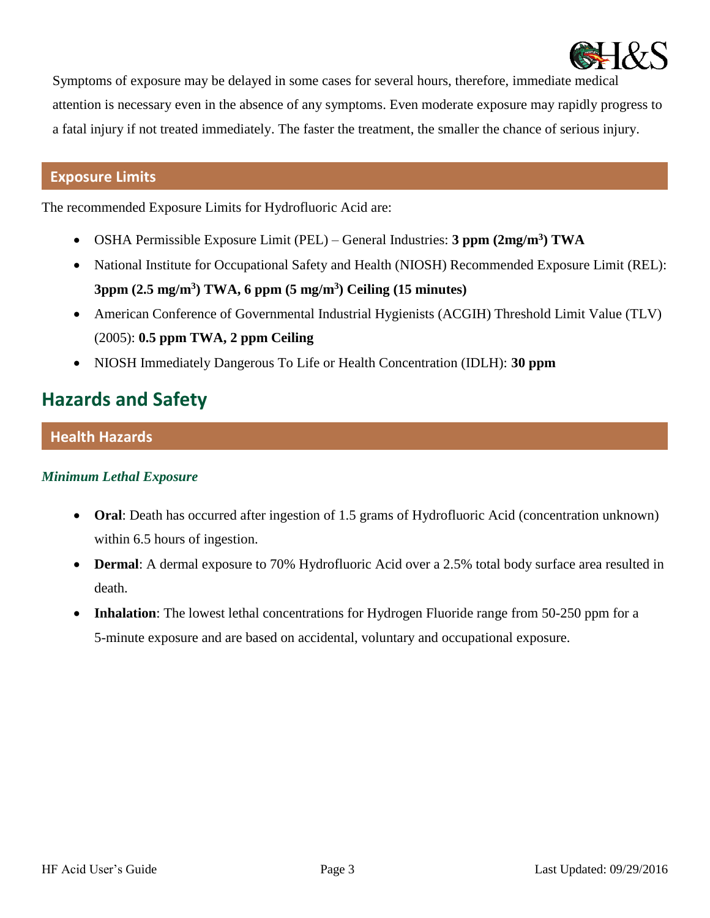Symptoms of exposure may be delayed in some cases for several hours, therefore, immediate medical attention is necessary even in the absence of any symptoms. Even moderate exposure may rapidly progress to a fatal injury if not treated immediately. The faster the treatment, the smaller the chance of serious injury.

### Exposure Limits

The recommended Exposure Limits for Hydrofluoric Acid are:

- OSHA Permissible Exposure Limit (PEL) – General Industries: **3 ppm (2mg/m$^3$) TWA**
- National Institute for Occupational Safety and Health (NIOSH) Recommended Exposure Limit (REL): **3ppm (2.5 mg/m$^3$) TWA, 6 ppm (5 mg/m$^3$) Ceiling (15 minutes)**
- American Conference of Governmental Industrial Hygienists (ACGIH) Threshold Limit Value (TLV) (2005): **0.5 ppm TWA, 2 ppm Ceiling**
- NIOSH Immediately Dangerous To Life or Health Concentration (IDLH): **30 ppm**

## Hazards and Safety

### Health Hazards

#### *Minimum Lethal Exposure*

- **Oral**: Death has occurred after ingestion of 1.5 grams of Hydrofluoric Acid (concentration unknown) within 6.5 hours of ingestion.
- **Dermal**: A dermal exposure to 70% Hydrofluoric Acid over a 2.5% total body surface area resulted in death.
- **Inhalation**: The lowest lethal concentrations for Hydrogen Fluoride range from 50-250 ppm for a 5-minute exposure and are based on accidental, voluntary and occupational exposure.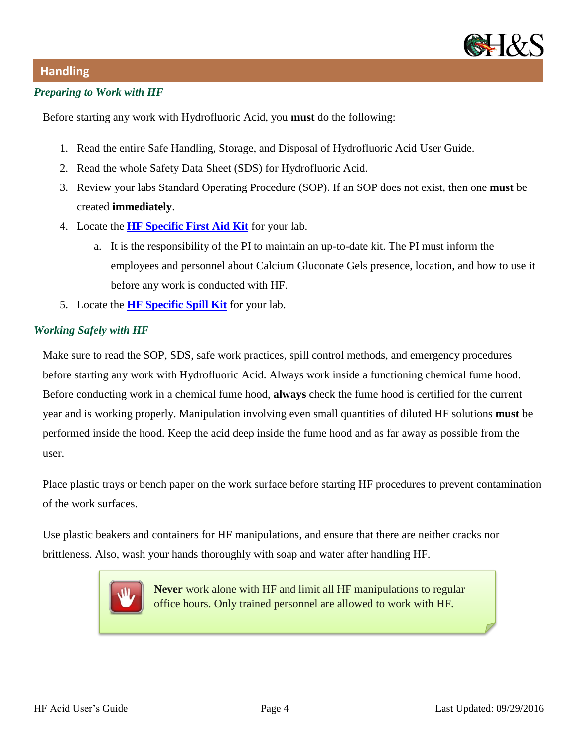## Handling

### *Preparing to Work with HF*

Before starting any work with Hydrofluoric Acid, you **must** do the following:

1. Read the entire Safe Handling, Storage, and Disposal of Hydrofluoric Acid User Guide.
2. Read the whole Safety Data Sheet (SDS) for Hydrofluoric Acid.
3. Review your labs Standard Operating Procedure (SOP). If an SOP does not exist, then one **must** be created **immediately**.
4. Locate the **HF Specific First Aid Kit** for your lab.
   a. It is the responsibility of the PI to maintain an up-to-date kit. The PI must inform the employees and personnel about Calcium Gluconate Gels presence, location, and how to use it before any work is conducted with HF.
5. Locate the **HF Specific Spill Kit** for your lab.

### *Working Safely with HF*

Make sure to read the SOP, SDS, safe work practices, spill control methods, and emergency procedures before starting any work with Hydrofluoric Acid. Always work inside a functioning chemical fume hood. Before conducting work in a chemical fume hood, **always** check the fume hood is certified for the current year and is working properly. Manipulation involving even small quantities of diluted HF solutions **must** be performed inside the hood. Keep the acid deep inside the fume hood and as far away as possible from the user.

Place plastic trays or bench paper on the work surface before starting HF procedures to prevent contamination of the work surfaces.

Use plastic beakers and containers for HF manipulations, and ensure that there are neither cracks nor brittleness. Also, wash your hands thoroughly with soap and water after handling HF.

> **Never** work alone with HF and limit all HF manipulations to regular office hours. Only trained personnel are allowed to work with HF.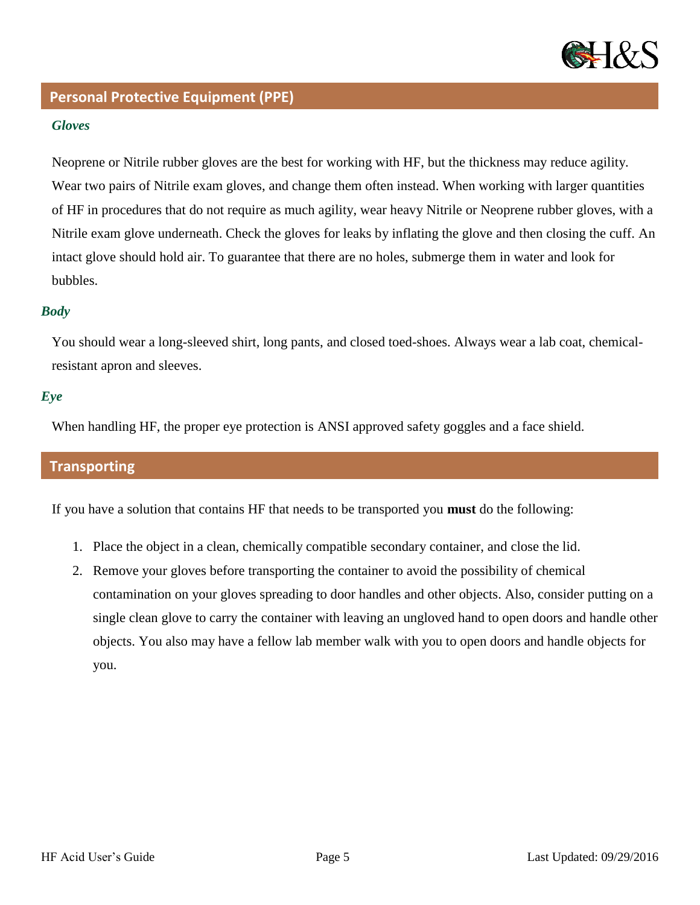## Personal Protective Equipment (PPE)

### *Gloves*

Neoprene or Nitrile rubber gloves are the best for working with HF, but the thickness may reduce agility. Wear two pairs of Nitrile exam gloves, and change them often instead. When working with larger quantities of HF in procedures that do not require as much agility, wear heavy Nitrile or Neoprene rubber gloves, with a Nitrile exam glove underneath. Check the gloves for leaks by inflating the glove and then closing the cuff. An intact glove should hold air. To guarantee that there are no holes, submerge them in water and look for bubbles.

### *Body*

You should wear a long-sleeved shirt, long pants, and closed toed-shoes. Always wear a lab coat, chemical-resistant apron and sleeves.

### *Eye*

When handling HF, the proper eye protection is ANSI approved safety goggles and a face shield.

## Transporting

If you have a solution that contains HF that needs to be transported you **must** do the following:

1. Place the object in a clean, chemically compatible secondary container, and close the lid.
2. Remove your gloves before transporting the container to avoid the possibility of chemical contamination on your gloves spreading to door handles and other objects. Also, consider putting on a single clean glove to carry the container with leaving an ungloved hand to open doors and handle other objects. You also may have a fellow lab member walk with you to open doors and handle objects for you.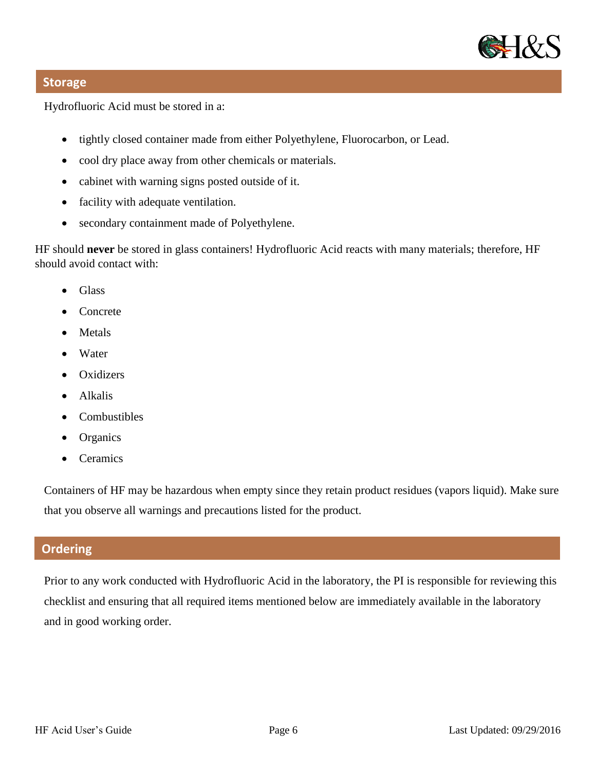## Storage

Hydrofluoric Acid must be stored in a:

- tightly closed container made from either Polyethylene, Fluorocarbon, or Lead.
- cool dry place away from other chemicals or materials.
- cabinet with warning signs posted outside of it.
- facility with adequate ventilation.
- secondary containment made of Polyethylene.

HF should **never** be stored in glass containers! Hydrofluoric Acid reacts with many materials; therefore, HF should avoid contact with:

- Glass
- Concrete
- Metals
- Water
- Oxidizers
- Alkalis
- Combustibles
- Organics
- Ceramics

Containers of HF may be hazardous when empty since they retain product residues (vapors liquid). Make sure that you observe all warnings and precautions listed for the product.

## Ordering

Prior to any work conducted with Hydrofluoric Acid in the laboratory, the PI is responsible for reviewing this checklist and ensuring that all required items mentioned below are immediately available in the laboratory and in good working order.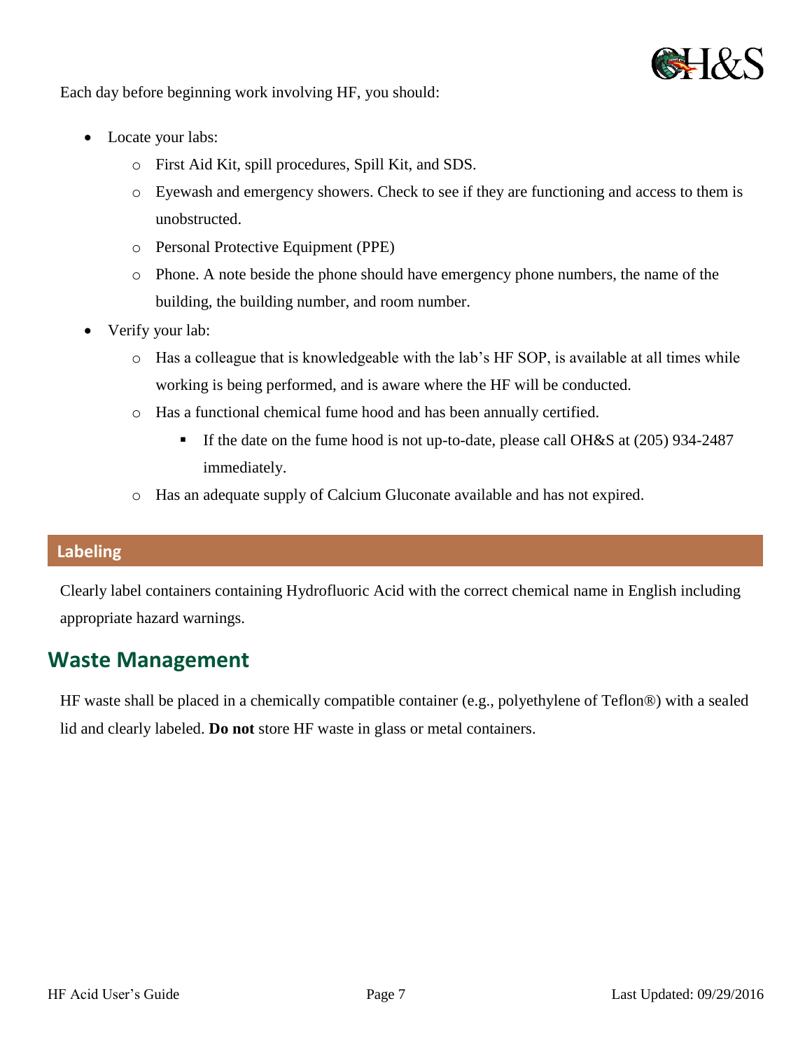Each day before beginning work involving HF, you should:

- Locate your labs:
  - First Aid Kit, spill procedures, Spill Kit, and SDS.
  - Eyewash and emergency showers. Check to see if they are functioning and access to them is unobstructed.
  - Personal Protective Equipment (PPE)
  - Phone. A note beside the phone should have emergency phone numbers, the name of the building, the building number, and room number.
- Verify your lab:
  - Has a colleague that is knowledgeable with the lab's HF SOP, is available at all times while working is being performed, and is aware where the HF will be conducted.
  - Has a functional chemical fume hood and has been annually certified.
    - If the date on the fume hood is not up-to-date, please call OH&S at (205) 934-2487 immediately.
  - Has an adequate supply of Calcium Gluconate available and has not expired.

### Labeling

Clearly label containers containing Hydrofluoric Acid with the correct chemical name in English including appropriate hazard warnings.

## Waste Management

HF waste shall be placed in a chemically compatible container (e.g., polyethylene of Teflon®) with a sealed lid and clearly labeled. **Do not** store HF waste in glass or metal containers.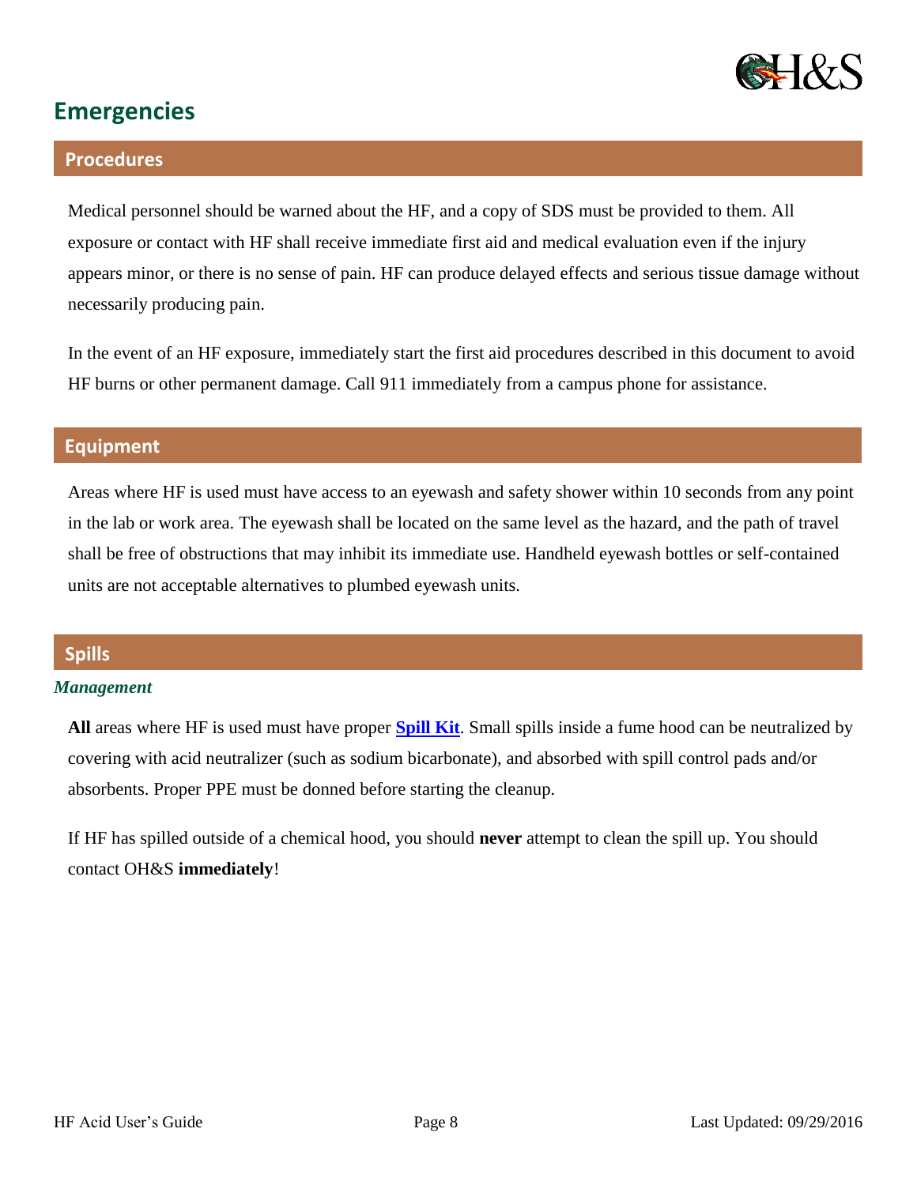# Emergencies

## Procedures

Medical personnel should be warned about the HF, and a copy of SDS must be provided to them. All exposure or contact with HF shall receive immediate first aid and medical evaluation even if the injury appears minor, or there is no sense of pain. HF can produce delayed effects and serious tissue damage without necessarily producing pain.

In the event of an HF exposure, immediately start the first aid procedures described in this document to avoid HF burns or other permanent damage. Call 911 immediately from a campus phone for assistance.

## Equipment

Areas where HF is used must have access to an eyewash and safety shower within 10 seconds from any point in the lab or work area. The eyewash shall be located on the same level as the hazard, and the path of travel shall be free of obstructions that may inhibit its immediate use. Handheld eyewash bottles or self-contained units are not acceptable alternatives to plumbed eyewash units.

## Spills

### *Management*

**All** areas where HF is used must have proper **Spill Kit**. Small spills inside a fume hood can be neutralized by covering with acid neutralizer (such as sodium bicarbonate), and absorbed with spill control pads and/or absorbents. Proper PPE must be donned before starting the cleanup.

If HF has spilled outside of a chemical hood, you should **never** attempt to clean the spill up. You should contact OH&S **immediately**!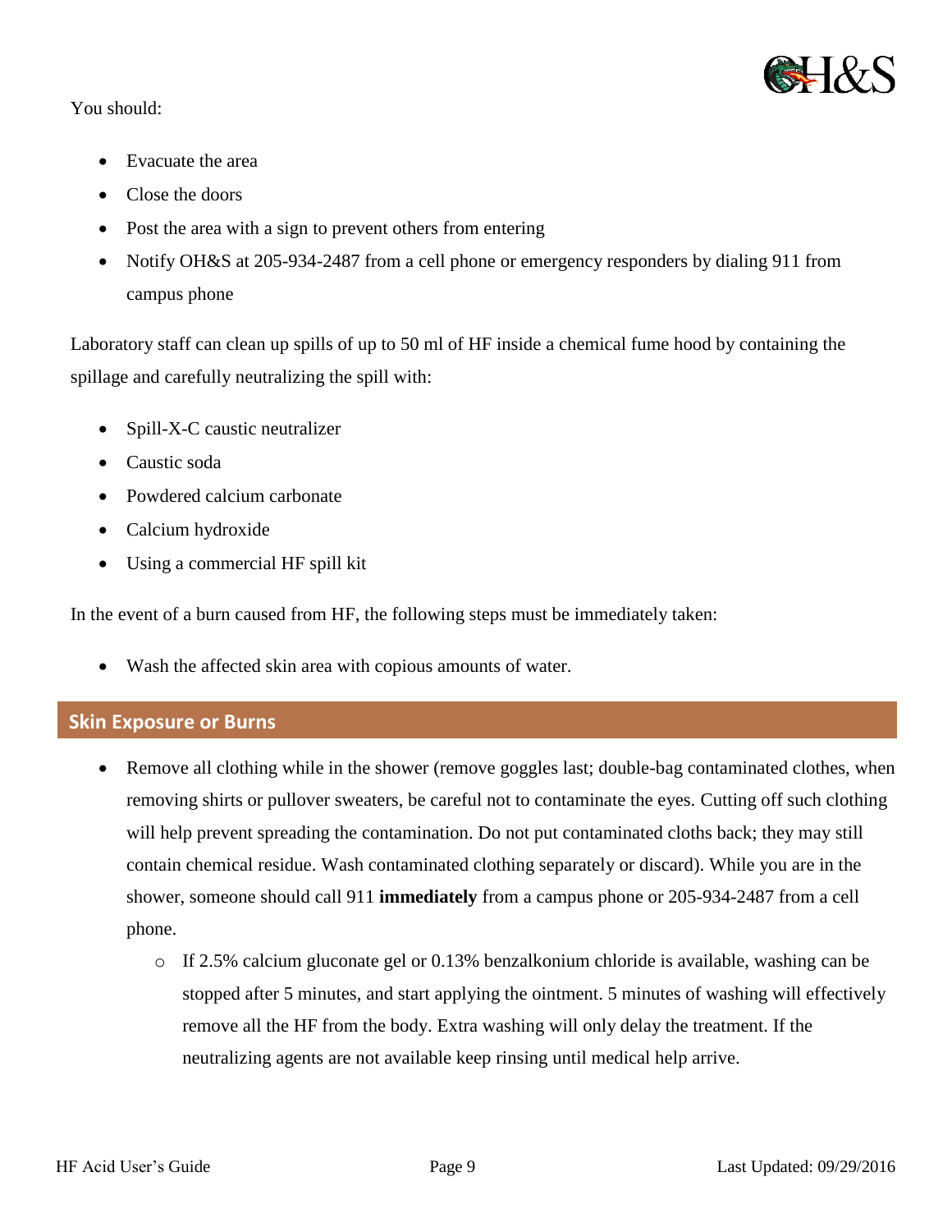You should:

- Evacuate the area
- Close the doors
- Post the area with a sign to prevent others from entering
- Notify OH&S at 205-934-2487 from a cell phone or emergency responders by dialing 911 from campus phone

Laboratory staff can clean up spills of up to 50 ml of HF inside a chemical fume hood by containing the spillage and carefully neutralizing the spill with:

- Spill-X-C caustic neutralizer
- Caustic soda
- Powdered calcium carbonate
- Calcium hydroxide
- Using a commercial HF spill kit

In the event of a burn caused from HF, the following steps must be immediately taken:

- Wash the affected skin area with copious amounts of water.

## Skin Exposure or Burns

- Remove all clothing while in the shower (remove goggles last; double-bag contaminated clothes, when removing shirts or pullover sweaters, be careful not to contaminate the eyes. Cutting off such clothing will help prevent spreading the contamination. Do not put contaminated cloths back; they may still contain chemical residue. Wash contaminated clothing separately or discard). While you are in the shower, someone should call 911 **immediately** from a campus phone or 205-934-2487 from a cell phone.
  - If 2.5% calcium gluconate gel or 0.13% benzalkonium chloride is available, washing can be stopped after 5 minutes, and start applying the ointment. 5 minutes of washing will effectively remove all the HF from the body. Extra washing will only delay the treatment. If the neutralizing agents are not available keep rinsing until medical help arrive.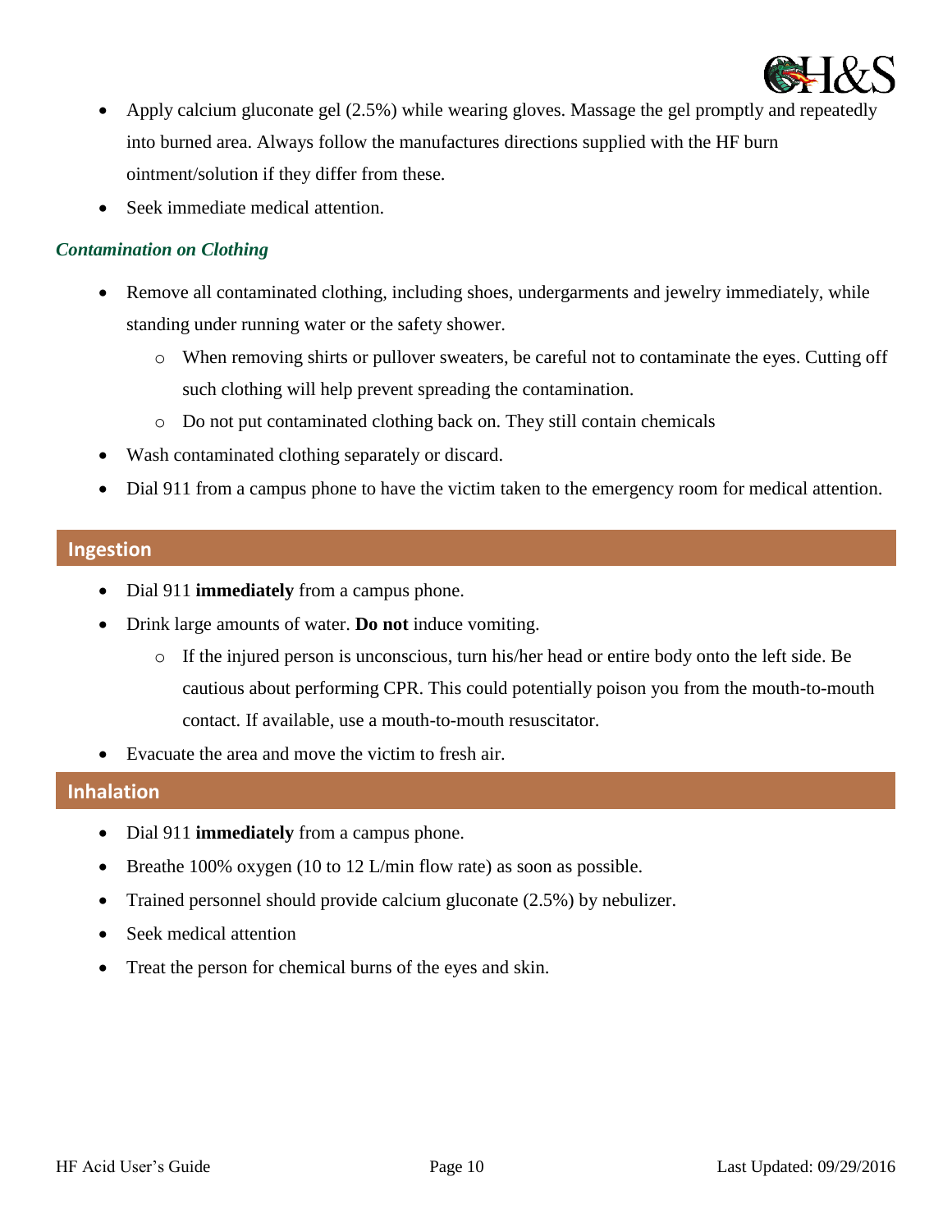- Apply calcium gluconate gel (2.5%) while wearing gloves. Massage the gel promptly and repeatedly into burned area. Always follow the manufactures directions supplied with the HF burn ointment/solution if they differ from these.
- Seek immediate medical attention.

### *Contamination on Clothing*

- Remove all contaminated clothing, including shoes, undergarments and jewelry immediately, while standing under running water or the safety shower.
  - When removing shirts or pullover sweaters, be careful not to contaminate the eyes. Cutting off such clothing will help prevent spreading the contamination.
  - Do not put contaminated clothing back on. They still contain chemicals
- Wash contaminated clothing separately or discard.
- Dial 911 from a campus phone to have the victim taken to the emergency room for medical attention.

## Ingestion

- Dial 911 **immediately** from a campus phone.
- Drink large amounts of water. **Do not** induce vomiting.
  - If the injured person is unconscious, turn his/her head or entire body onto the left side. Be cautious about performing CPR. This could potentially poison you from the mouth-to-mouth contact. If available, use a mouth-to-mouth resuscitator.
- Evacuate the area and move the victim to fresh air.

## Inhalation

- Dial 911 **immediately** from a campus phone.
- Breathe 100% oxygen (10 to 12 L/min flow rate) as soon as possible.
- Trained personnel should provide calcium gluconate (2.5%) by nebulizer.
- Seek medical attention
- Treat the person for chemical burns of the eyes and skin.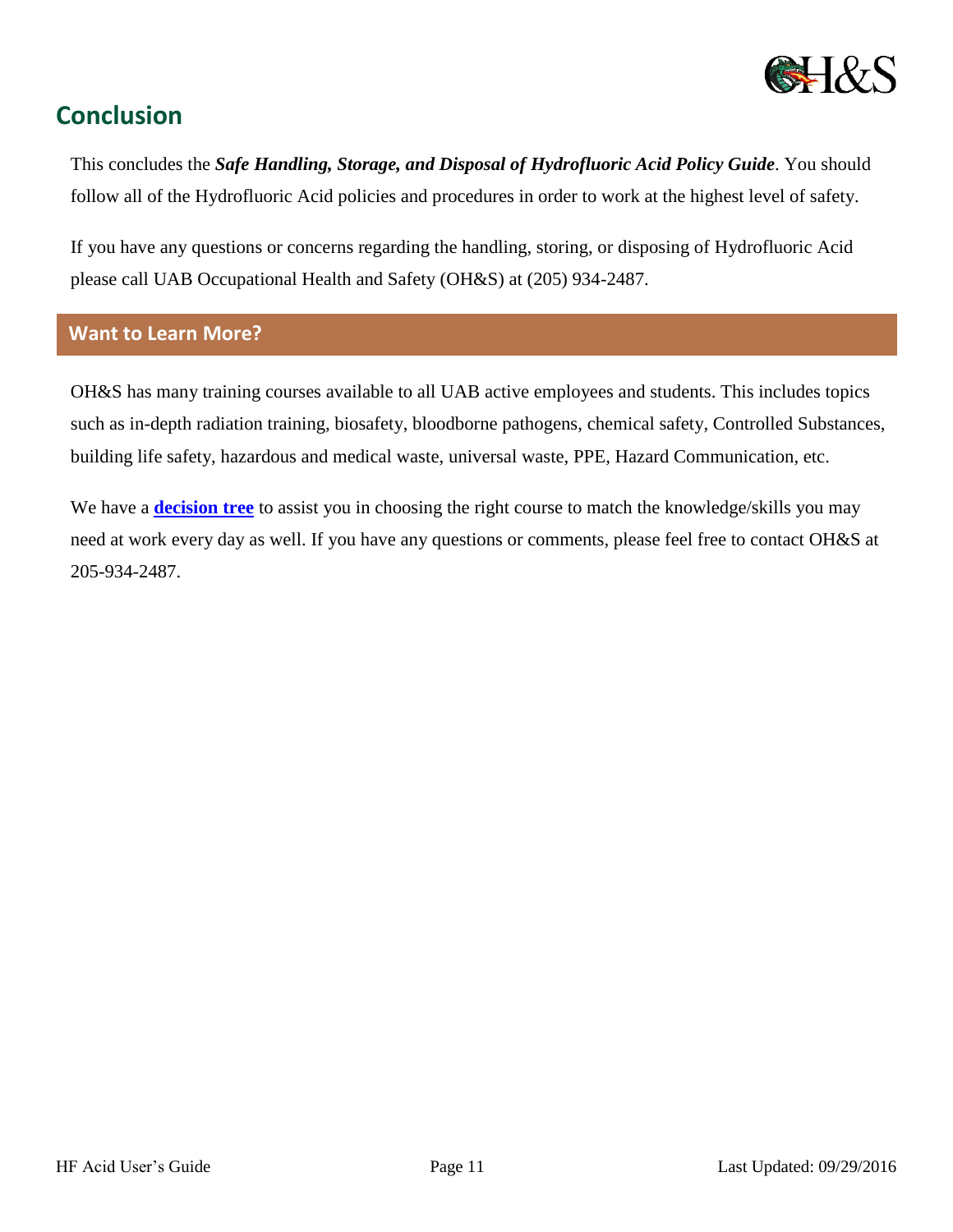## Conclusion

This concludes the ***Safe Handling, Storage, and Disposal of Hydrofluoric Acid Policy Guide***. You should follow all of the Hydrofluoric Acid policies and procedures in order to work at the highest level of safety.

If you have any questions or concerns regarding the handling, storing, or disposing of Hydrofluoric Acid please call UAB Occupational Health and Safety (OH&S) at (205) 934-2487.

### Want to Learn More?

OH&S has many training courses available to all UAB active employees and students. This includes topics such as in-depth radiation training, biosafety, bloodborne pathogens, chemical safety, Controlled Substances, building life safety, hazardous and medical waste, universal waste, PPE, Hazard Communication, etc.

We have a **decision tree** to assist you in choosing the right course to match the knowledge/skills you may need at work every day as well. If you have any questions or comments, please feel free to contact OH&S at 205-934-2487.